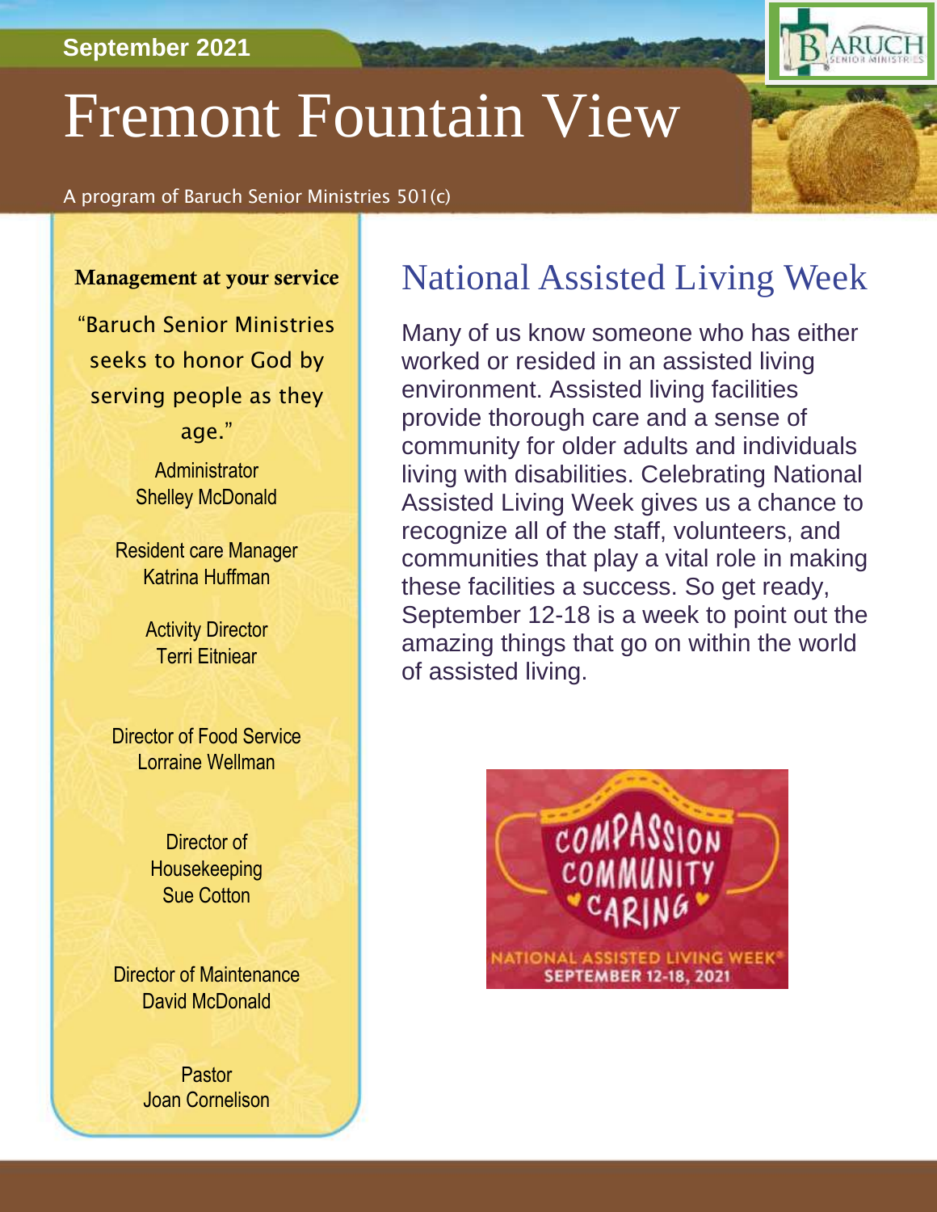September 2021

# Fremont Fountain View

A program of Baruch Senior Ministries 501(c)

**Management at your service**

"Baruch Senior Ministries seeks to honor God by serving people as they age."

Administrator
Shelley McDonald

Resident care Manager
Katrina Huffman

Activity Director
Terri Eitniear

Director of Food Service
Lorraine Wellman

Director of Housekeeping
Sue Cotton

Director of Maintenance
David McDonald

Pastor
Joan Cornelison

## National Assisted Living Week

Many of us know someone who has either worked or resided in an assisted living environment. Assisted living facilities provide thorough care and a sense of community for older adults and individuals living with disabilities. Celebrating National Assisted Living Week gives us a chance to recognize all of the staff, volunteers, and communities that play a vital role in making these facilities a success. So get ready, September 12-18 is a week to point out the amazing things that go on within the world of assisted living.

COMPASSION COMMUNITY CARING

NATIONAL ASSISTED LIVING WEEK®
SEPTEMBER 12-18, 2021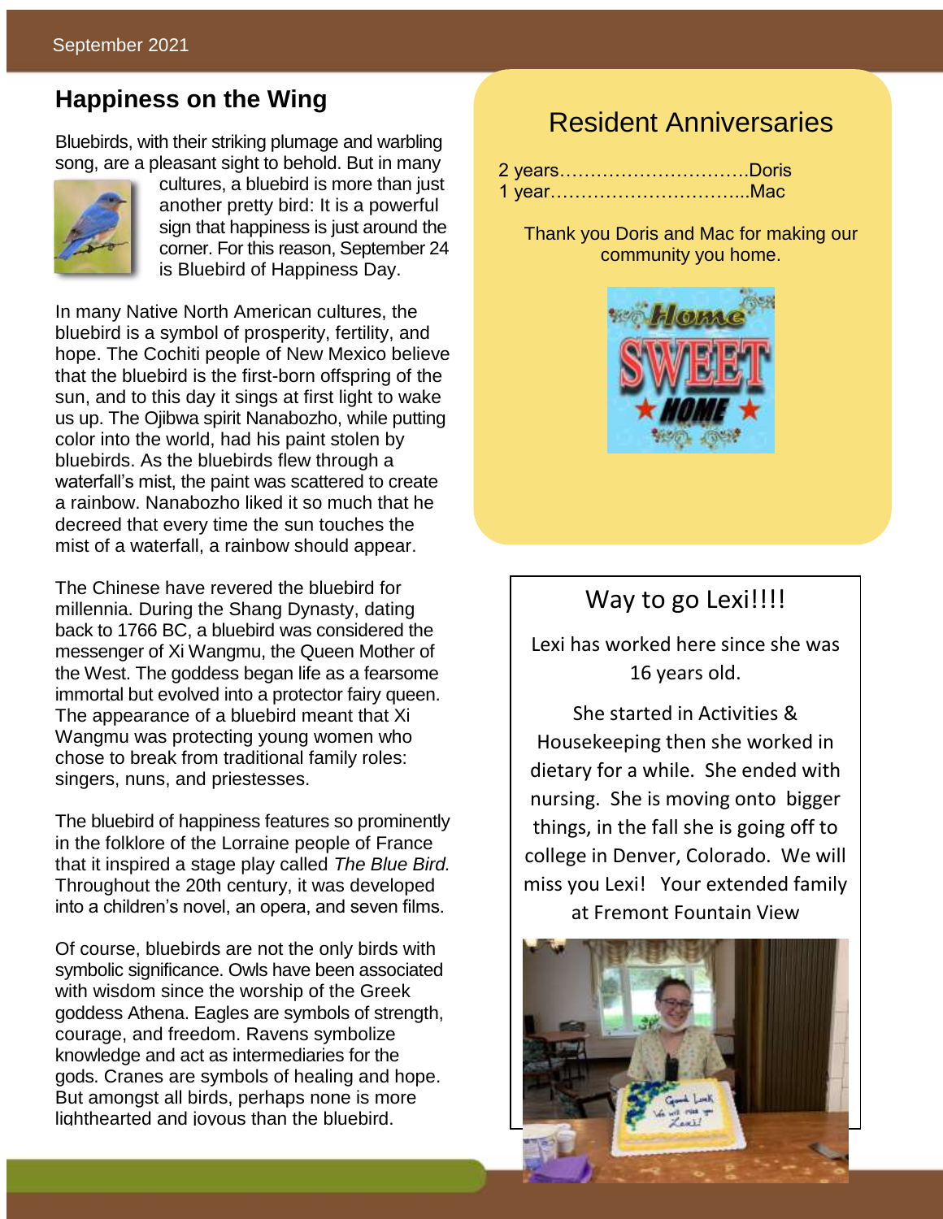## Happiness on the Wing

Bluebirds, with their striking plumage and warbling song, are a pleasant sight to behold. But in many cultures, a bluebird is more than just another pretty bird: It is a powerful sign that happiness is just around the corner. For this reason, September 24 is Bluebird of Happiness Day.

In many Native North American cultures, the bluebird is a symbol of prosperity, fertility, and hope. The Cochiti people of New Mexico believe that the bluebird is the first-born offspring of the sun, and to this day it sings at first light to wake us up. The Ojibwa spirit Nanabozho, while putting color into the world, had his paint stolen by bluebirds. As the bluebirds flew through a waterfall's mist, the paint was scattered to create a rainbow. Nanabozho liked it so much that he decreed that every time the sun touches the mist of a waterfall, a rainbow should appear.

The Chinese have revered the bluebird for millennia. During the Shang Dynasty, dating back to 1766 BC, a bluebird was considered the messenger of Xi Wangmu, the Queen Mother of the West. The goddess began life as a fearsome immortal but evolved into a protector fairy queen. The appearance of a bluebird meant that Xi Wangmu was protecting young women who chose to break from traditional family roles: singers, nuns, and priestesses.

The bluebird of happiness features so prominently in the folklore of the Lorraine people of France that it inspired a stage play called *The Blue Bird.* Throughout the 20th century, it was developed into a children's novel, an opera, and seven films.

Of course, bluebirds are not the only birds with symbolic significance. Owls have been associated with wisdom since the worship of the Greek goddess Athena. Eagles are symbols of strength, courage, and freedom. Ravens symbolize knowledge and act as intermediaries for the gods. Cranes are symbols of healing and hope. But amongst all birds, perhaps none is more lighthearted and joyous than the bluebird.

## Resident Anniversaries

2 years……………………………Doris
1 year……………………………..Mac

Thank you Doris and Mac for making our community you home.

## Way to go Lexi!!!!

Lexi has worked here since she was 16 years old.

She started in Activities & Housekeeping then she worked in dietary for a while. She ended with nursing. She is moving onto bigger things, in the fall she is going off to college in Denver, Colorado. We will miss you Lexi! Your extended family at Fremont Fountain View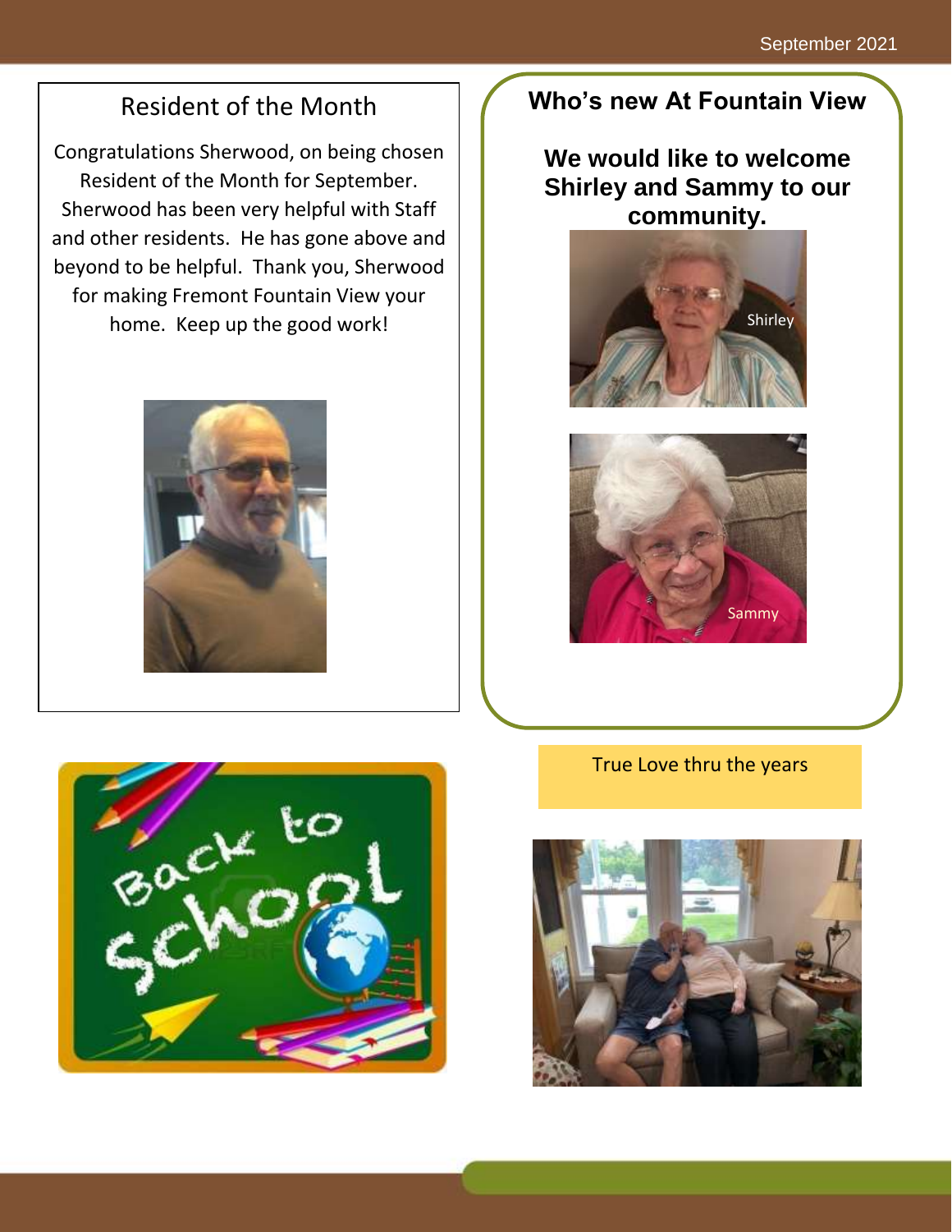## Resident of the Month

Congratulations Sherwood, on being chosen Resident of the Month for September. Sherwood has been very helpful with Staff and other residents. He has gone above and beyond to be helpful. Thank you, Sherwood for making Fremont Fountain View your home. Keep up the good work!

## Who's new At Fountain View

### We would like to welcome Shirley and Sammy to our community.

Shirley

Sammy

True Love thru the years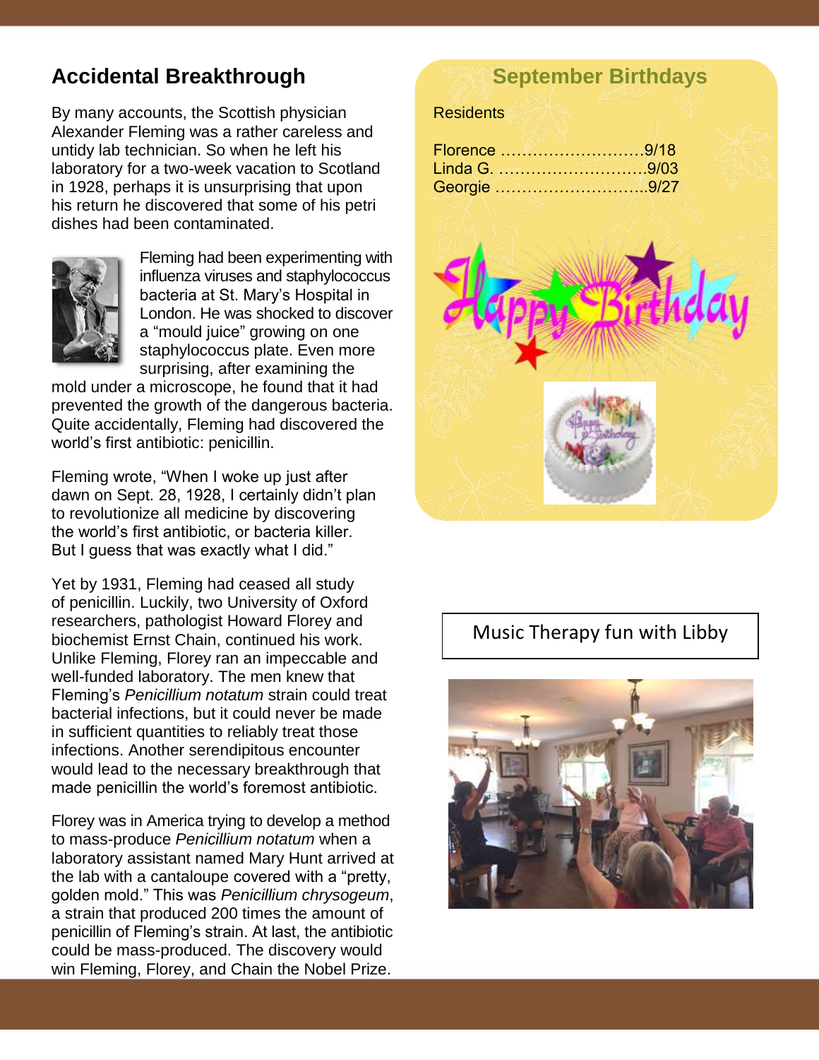## Accidental Breakthrough

By many accounts, the Scottish physician Alexander Fleming was a rather careless and untidy lab technician. So when he left his laboratory for a two-week vacation to Scotland in 1928, perhaps it is unsurprising that upon his return he discovered that some of his petri dishes had been contaminated.

Fleming had been experimenting with influenza viruses and staphylococcus bacteria at St. Mary's Hospital in London. He was shocked to discover a "mould juice" growing on one staphylococcus plate. Even more surprising, after examining the mold under a microscope, he found that it had prevented the growth of the dangerous bacteria. Quite accidentally, Fleming had discovered the world's first antibiotic: penicillin.

Fleming wrote, "When I woke up just after dawn on Sept. 28, 1928, I certainly didn't plan to revolutionize all medicine by discovering the world's first antibiotic, or bacteria killer. But I guess that was exactly what I did."

Yet by 1931, Fleming had ceased all study of penicillin. Luckily, two University of Oxford researchers, pathologist Howard Florey and biochemist Ernst Chain, continued his work. Unlike Fleming, Florey ran an impeccable and well-funded laboratory. The men knew that Fleming's *Penicillium notatum* strain could treat bacterial infections, but it could never be made in sufficient quantities to reliably treat those infections. Another serendipitous encounter would lead to the necessary breakthrough that made penicillin the world's foremost antibiotic.

Florey was in America trying to develop a method to mass-produce *Penicillium notatum* when a laboratory assistant named Mary Hunt arrived at the lab with a cantaloupe covered with a "pretty, golden mold." This was *Penicillium chrysogeum*, a strain that produced 200 times the amount of penicillin of Fleming's strain. At last, the antibiotic could be mass-produced. The discovery would win Fleming, Florey, and Chain the Nobel Prize.

## September Birthdays

Residents

Florence ……………………….9/18
Linda G. ……………………….9/03
Georgie ………………………..9/27

Happy Birthday

Music Therapy fun with Libby